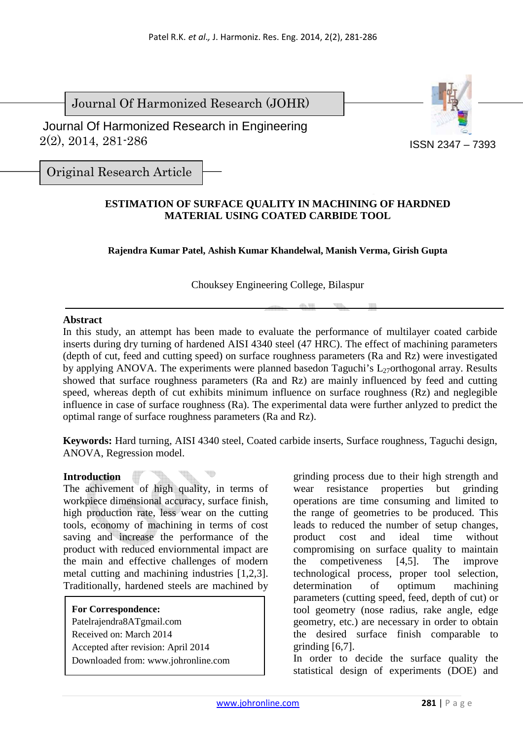Journal Of Harmonized Research (JOHR)

Journal Of Harmonized Research in Engineering
2(2), 2014, 281-286

ISSN 2347 – 7393

Original Research Article

# ESTIMATION OF SURFACE QUALITY IN MACHINING OF HARDNED MATERIAL USING COATED CARBIDE TOOL

**Rajendra Kumar Patel, Ashish Kumar Khandelwal, Manish Verma, Girish Gupta**

Chouksey Engineering College, Bilaspur

## Abstract

In this study, an attempt has been made to evaluate the performance of multilayer coated carbide inserts during dry turning of hardened AISI 4340 steel (47 HRC). The effect of machining parameters (depth of cut, feed and cutting speed) on surface roughness parameters (Ra and Rz) were investigated by applying ANOVA. The experiments were planned basedon Taguchi's $L_{27}$orthogonal array. Results showed that surface roughness parameters (Ra and Rz) are mainly influenced by feed and cutting speed, whereas depth of cut exhibits minimum influence on surface roughness (Rz) and neglegible influence in case of surface roughness (Ra). The experimental data were further anlyzed to predict the optimal range of surface roughness parameters (Ra and Rz).

**Keywords:** Hard turning, AISI 4340 steel, Coated carbide inserts, Surface roughness, Taguchi design, ANOVA, Regression model.

## Introduction

The achivement of high quality, in terms of workpiece dimensional accuracy, surface finish, high production rate, less wear on the cutting tools, economy of machining in terms of cost saving and increase the performance of the product with reduced enviornmental impact are the main and effective challenges of modern metal cutting and machining industries [1,2,3]. Traditionally, hardened steels are machined by grinding process due to their high strength and wear resistance properties but grinding operations are time consuming and limited to the range of geometries to be produced. This leads to reduced the number of setup changes, product cost and ideal time without compromising on surface quality to maintain the competiveness [4,5]. The improve technological process, proper tool selection, determination of optimum machining parameters (cutting speed, feed, depth of cut) or tool geometry (nose radius, rake angle, edge geometry, etc.) are necessary in order to obtain the desired surface finish comparable to grinding [6,7].

In order to decide the surface quality the statistical design of experiments (DOE) and

**For Correspondence:**
Patelrajendra8ATgmail.com
Received on: March 2014
Accepted after revision: April 2014
Downloaded from: www.johronline.com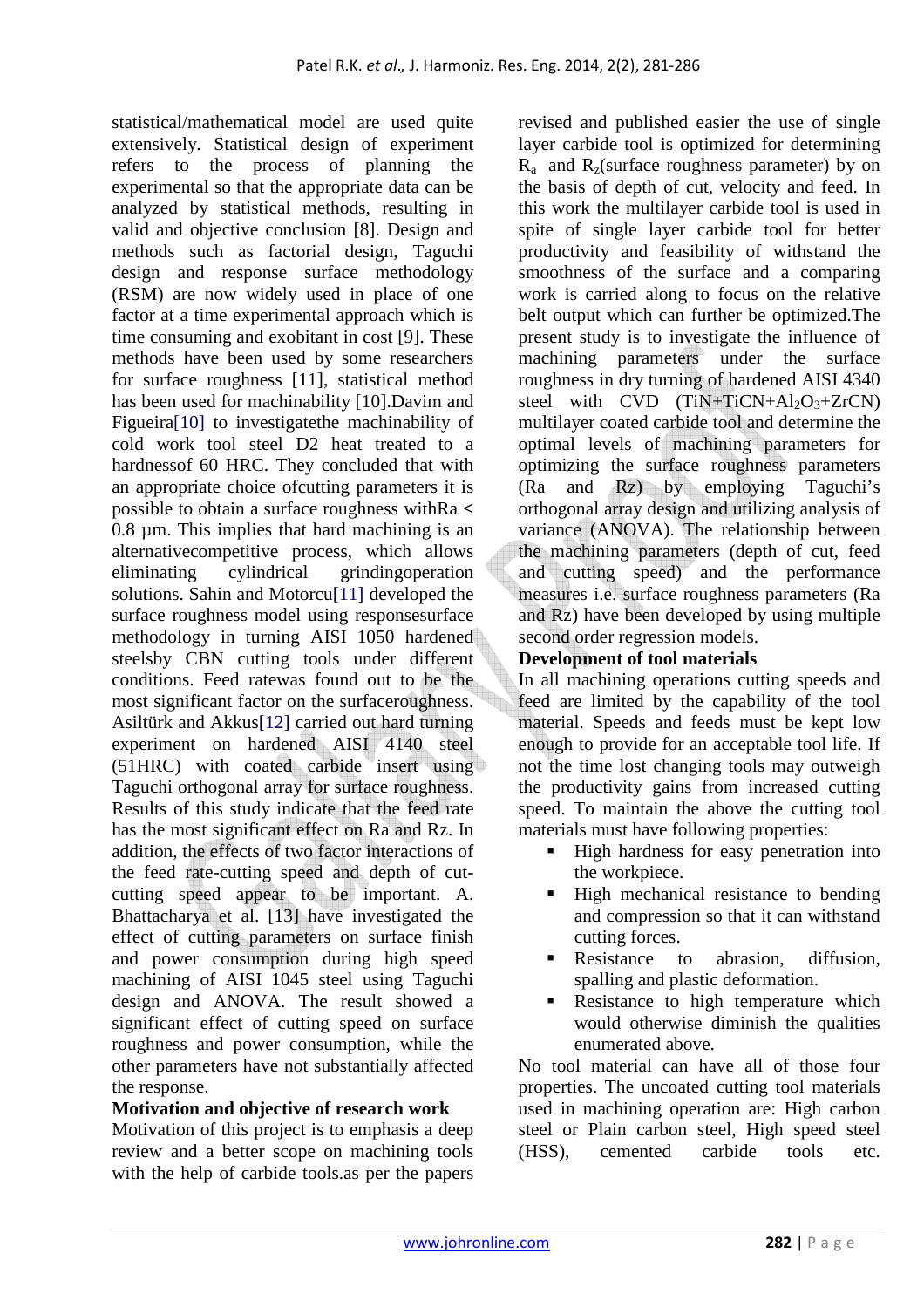statistical/mathematical model are used quite extensively. Statistical design of experiment refers to the process of planning the experimental so that the appropriate data can be analyzed by statistical methods, resulting in valid and objective conclusion [8]. Design and methods such as factorial design, Taguchi design and response surface methodology (RSM) are now widely used in place of one factor at a time experimental approach which is time consuming and exobitant in cost [9]. These methods have been used by some researchers for surface roughness [11], statistical method has been used for machinability [10].Davim and Figueira[10] to investigatethe machinability of cold work tool steel D2 heat treated to a hardnessof 60 HRC. They concluded that with an appropriate choice ofcutting parameters it is possible to obtain a surface roughness withRa < 0.8 μm. This implies that hard machining is an alternativecompetitive process, which allows eliminating cylindrical grindingoperation solutions. Sahin and Motorcu[11] developed the surface roughness model using responsesurface methodology in turning AISI 1050 hardened steelsby CBN cutting tools under different conditions. Feed ratewas found out to be the most significant factor on the surfaceroughness. Asiltürk and Akkus[12] carried out hard turning experiment on hardened AISI 4140 steel (51HRC) with coated carbide insert using Taguchi orthogonal array for surface roughness. Results of this study indicate that the feed rate has the most significant effect on Ra and Rz. In addition, the effects of two factor interactions of the feed rate-cutting speed and depth of cut-cutting speed appear to be important. A. Bhattacharya et al. [13] have investigated the effect of cutting parameters on surface finish and power consumption during high speed machining of AISI 1045 steel using Taguchi design and ANOVA. The result showed a significant effect of cutting speed on surface roughness and power consumption, while the other parameters have not substantially affected the response.

**Motivation and objective of research work**

Motivation of this project is to emphasis a deep review and a better scope on machining tools with the help of carbide tools.as per the papers revised and published easier the use of single layer carbide tool is optimized for determining $R_a$ and $R_z$(surface roughness parameter) by on the basis of depth of cut, velocity and feed. In this work the multilayer carbide tool is used in spite of single layer carbide tool for better productivity and feasibility of withstand the smoothness of the surface and a comparing work is carried along to focus on the relative belt output which can further be optimized.The present study is to investigate the influence of machining parameters under the surface roughness in dry turning of hardened AISI 4340 steel with CVD (TiN+TiCN+$Al_2O_3$+ZrCN) multilayer coated carbide tool and determine the optimal levels of machining parameters for optimizing the surface roughness parameters (Ra and Rz) by employing Taguchi's orthogonal array design and utilizing analysis of variance (ANOVA). The relationship between the machining parameters (depth of cut, feed and cutting speed) and the performance measures i.e. surface roughness parameters (Ra and Rz) have been developed by using multiple second order regression models.

**Development of tool materials**

In all machining operations cutting speeds and feed are limited by the capability of the tool material. Speeds and feeds must be kept low enough to provide for an acceptable tool life. If not the time lost changing tools may outweigh the productivity gains from increased cutting speed. To maintain the above the cutting tool materials must have following properties:

- High hardness for easy penetration into the workpiece.
- High mechanical resistance to bending and compression so that it can withstand cutting forces.
- Resistance to abrasion, diffusion, spalling and plastic deformation.
- Resistance to high temperature which would otherwise diminish the qualities enumerated above.

No tool material can have all of those four properties. The uncoated cutting tool materials used in machining operation are: High carbon steel or Plain carbon steel, High speed steel (HSS), cemented carbide tools etc.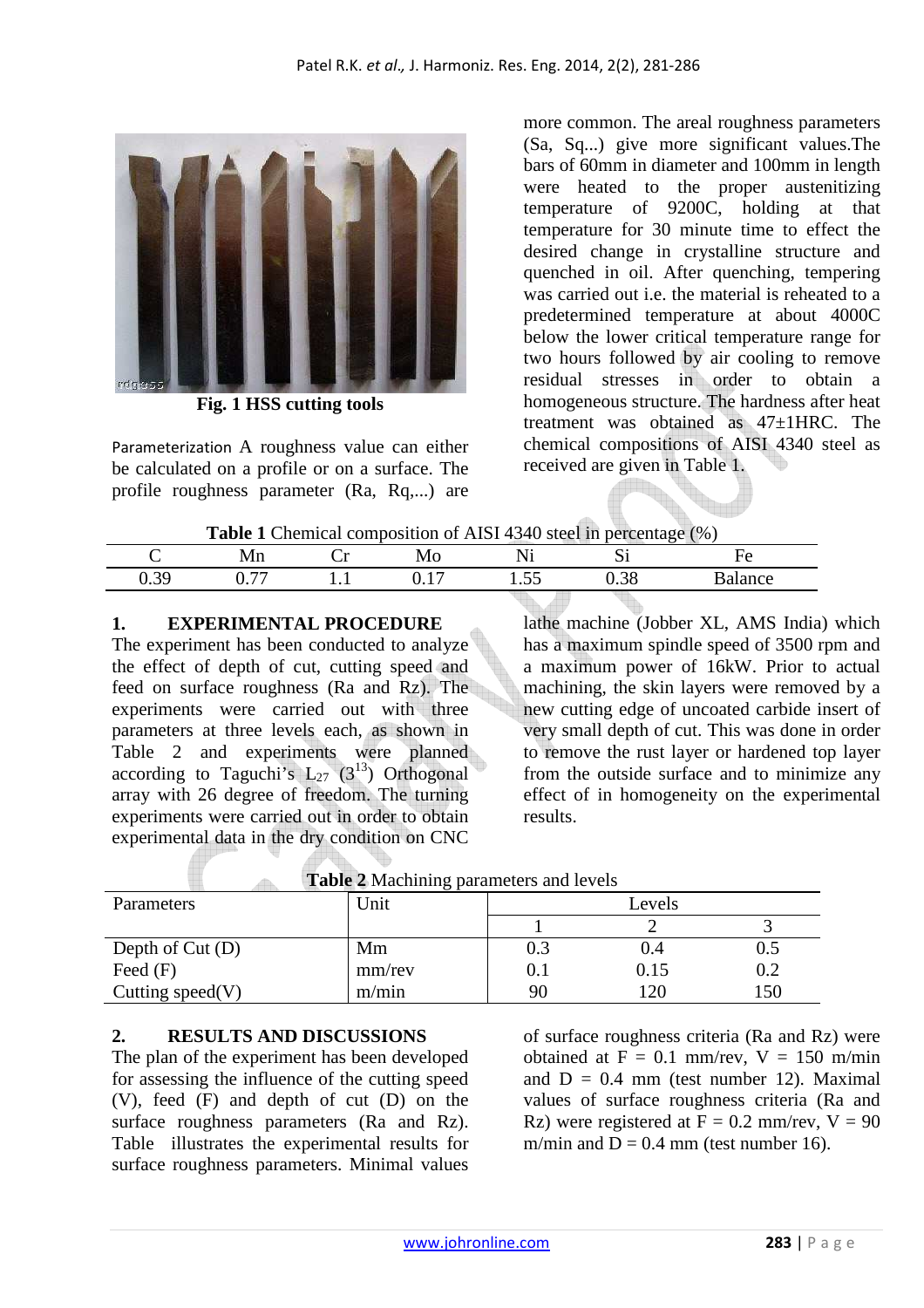Fig. 1 HSS cutting tools

Parameterization A roughness value can either be calculated on a profile or on a surface. The profile roughness parameter (Ra, Rq,...) are more common. The areal roughness parameters (Sa, Sq...) give more significant values.The bars of 60mm in diameter and 100mm in length were heated to the proper austenitizing temperature of 9200C, holding at that temperature for 30 minute time to effect the desired change in crystalline structure and quenched in oil. After quenching, tempering was carried out i.e. the material is reheated to a predetermined temperature at about 4000C below the lower critical temperature range for two hours followed by air cooling to remove residual stresses in order to obtain a homogeneous structure. The hardness after heat treatment was obtained as 47±1HRC. The chemical compositions of AISI 4340 steel as received are given in Table 1.

**Table 1** Chemical composition of AISI 4340 steel in percentage (%)

| C | Mn | Cr | Mo | Ni | Si | Fe |
|---|---|---|---|---|---|---|
| 0.39 | 0.77 | 1.1 | 0.17 | 1.55 | 0.38 | Balance |

## 1. EXPERIMENTAL PROCEDURE

The experiment has been conducted to analyze the effect of depth of cut, cutting speed and feed on surface roughness (Ra and Rz). The experiments were carried out with three parameters at three levels each, as shown in Table 2 and experiments were planned according to Taguchi's $L_{27}$ ($3^{13}$) Orthogonal array with 26 degree of freedom. The turning experiments were carried out in order to obtain experimental data in the dry condition on CNC lathe machine (Jobber XL, AMS India) which has a maximum spindle speed of 3500 rpm and a maximum power of 16kW. Prior to actual machining, the skin layers were removed by a new cutting edge of uncoated carbide insert of very small depth of cut. This was done in order to remove the rust layer or hardened top layer from the outside surface and to minimize any effect of in homogeneity on the experimental results.

**Table 2** Machining parameters and levels

| Parameters | Unit | Levels | | |
|---|---|---|---|---|
| | | 1 | 2 | 3 |
| Depth of Cut (D) | Mm | 0.3 | 0.4 | 0.5 |
| Feed (F) | mm/rev | 0.1 | 0.15 | 0.2 |
| Cutting speed(V) | m/min | 90 | 120 | 150 |

## 2. RESULTS AND DISCUSSIONS

The plan of the experiment has been developed for assessing the influence of the cutting speed (V), feed (F) and depth of cut (D) on the surface roughness parameters (Ra and Rz). Table illustrates the experimental results for surface roughness parameters. Minimal values of surface roughness criteria (Ra and Rz) were obtained at F = 0.1 mm/rev, V = 150 m/min and D = 0.4 mm (test number 12). Maximal values of surface roughness criteria (Ra and Rz) were registered at F = 0.2 mm/rev, V = 90 m/min and D = 0.4 mm (test number 16).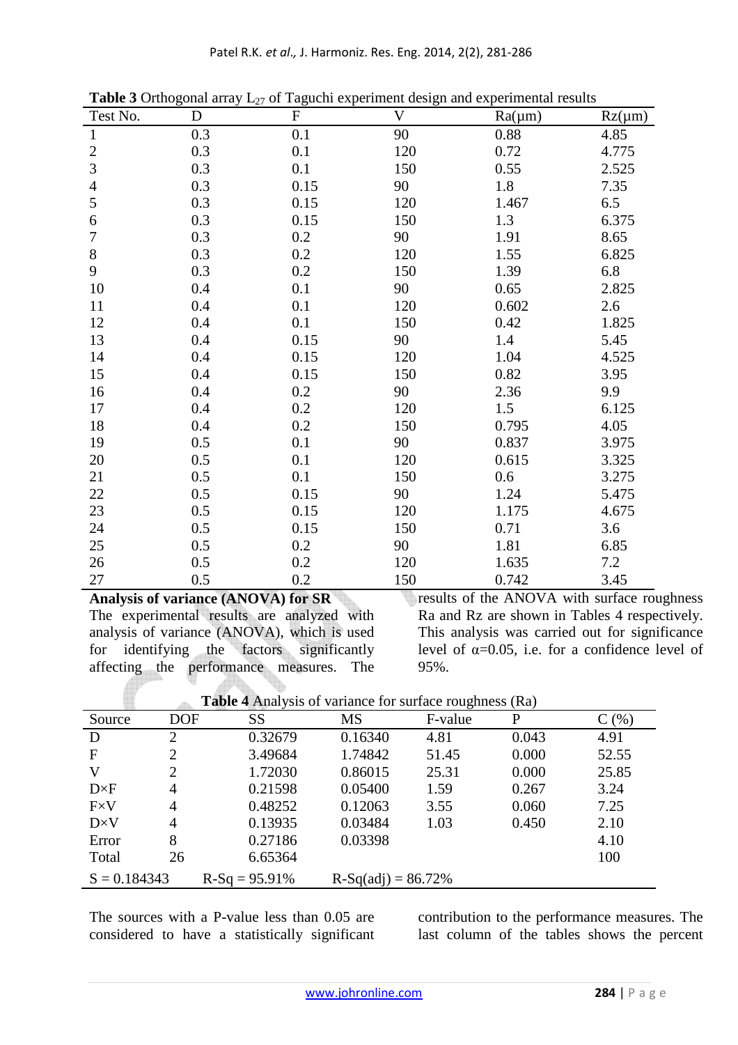**Table 3** Orthogonal array $L_{27}$ of Taguchi experiment design and experimental results

| Test No. | D | F | V | Ra(μm) | Rz(μm) |
|---|---|---|---|---|---|
| 1 | 0.3 | 0.1 | 90 | 0.88 | 4.85 |
| 2 | 0.3 | 0.1 | 120 | 0.72 | 4.775 |
| 3 | 0.3 | 0.1 | 150 | 0.55 | 2.525 |
| 4 | 0.3 | 0.15 | 90 | 1.8 | 7.35 |
| 5 | 0.3 | 0.15 | 120 | 1.467 | 6.5 |
| 6 | 0.3 | 0.15 | 150 | 1.3 | 6.375 |
| 7 | 0.3 | 0.2 | 90 | 1.91 | 8.65 |
| 8 | 0.3 | 0.2 | 120 | 1.55 | 6.825 |
| 9 | 0.3 | 0.2 | 150 | 1.39 | 6.8 |
| 10 | 0.4 | 0.1 | 90 | 0.65 | 2.825 |
| 11 | 0.4 | 0.1 | 120 | 0.602 | 2.6 |
| 12 | 0.4 | 0.1 | 150 | 0.42 | 1.825 |
| 13 | 0.4 | 0.15 | 90 | 1.4 | 5.45 |
| 14 | 0.4 | 0.15 | 120 | 1.04 | 4.525 |
| 15 | 0.4 | 0.15 | 150 | 0.82 | 3.95 |
| 16 | 0.4 | 0.2 | 90 | 2.36 | 9.9 |
| 17 | 0.4 | 0.2 | 120 | 1.5 | 6.125 |
| 18 | 0.4 | 0.2 | 150 | 0.795 | 4.05 |
| 19 | 0.5 | 0.1 | 90 | 0.837 | 3.975 |
| 20 | 0.5 | 0.1 | 120 | 0.615 | 3.325 |
| 21 | 0.5 | 0.1 | 150 | 0.6 | 3.275 |
| 22 | 0.5 | 0.15 | 90 | 1.24 | 5.475 |
| 23 | 0.5 | 0.15 | 120 | 1.175 | 4.675 |
| 24 | 0.5 | 0.15 | 150 | 0.71 | 3.6 |
| 25 | 0.5 | 0.2 | 90 | 1.81 | 6.85 |
| 26 | 0.5 | 0.2 | 120 | 1.635 | 7.2 |
| 27 | 0.5 | 0.2 | 150 | 0.742 | 3.45 |

**Analysis of variance (ANOVA) for SR**

The experimental results are analyzed with analysis of variance (ANOVA), which is used for identifying the factors significantly affecting the performance measures. The results of the ANOVA with surface roughness Ra and Rz are shown in Tables 4 respectively. This analysis was carried out for significance level of α=0.05, i.e. for a confidence level of 95%.

**Table 4** Analysis of variance for surface roughness (Ra)

| Source | DOF | SS | MS | F-value | P | C (%) |
|---|---|---|---|---|---|---|
| D | 2 | 0.32679 | 0.16340 | 4.81 | 0.043 | 4.91 |
| F | 2 | 3.49684 | 1.74842 | 51.45 | 0.000 | 52.55 |
| V | 2 | 1.72030 | 0.86015 | 25.31 | 0.000 | 25.85 |
| D×F | 4 | 0.21598 | 0.05400 | 1.59 | 0.267 | 3.24 |
| F×V | 4 | 0.48252 | 0.12063 | 3.55 | 0.060 | 7.25 |
| D×V | 4 | 0.13935 | 0.03484 | 1.03 | 0.450 | 2.10 |
| Error | 8 | 0.27186 | 0.03398 | | | 4.10 |
| Total | 26 | 6.65364 | | | | 100 |
| S = 0.184343 | | R-Sq = 95.91% | | R-Sq(adj) = 86.72% | | |

The sources with a P-value less than 0.05 are considered to have a statistically significant contribution to the performance measures. The last column of the tables shows the percent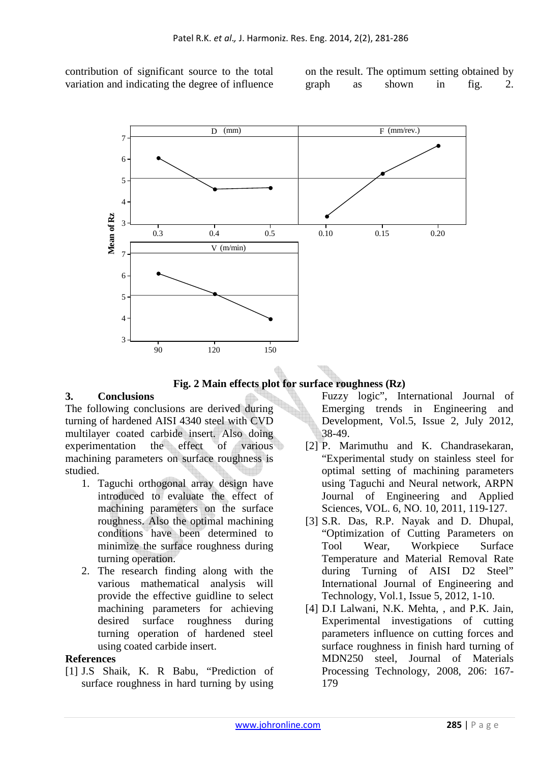contribution of significant source to the total variation and indicating the degree of influence on the result. The optimum setting obtained by graph as shown in fig. 2.

D (mm)

F (mm/rev.)

V (m/min)

Mean of Rz

7
6
5
4
3

0.3 0.4 0.5

0.10 0.15 0.20

90 120 150

**Fig. 2 Main effects plot for surface roughness (Rz)**

## 3. Conclusions

The following conclusions are derived during turning of hardened AISI 4340 steel with CVD multilayer coated carbide insert. Also doing experimentation the effect of various machining parameters on surface roughness is studied.

1. Taguchi orthogonal array design have introduced to evaluate the effect of machining parameters on the surface roughness. Also the optimal machining conditions have been determined to minimize the surface roughness during turning operation.
2. The research finding along with the various mathematical analysis will provide the effective guidline to select machining parameters for achieving desired surface roughness during turning operation of hardened steel using coated carbide insert.

## References

[1] J.S Shaik, K. R Babu, "Prediction of surface roughness in hard turning by using Fuzzy logic", International Journal of Emerging trends in Engineering and Development, Vol.5, Issue 2, July 2012, 38-49.

[2] P. Marimuthu and K. Chandrasekaran, "Experimental study on stainless steel for optimal setting of machining parameters using Taguchi and Neural network, ARPN Journal of Engineering and Applied Sciences, VOL. 6, NO. 10, 2011, 119-127.

[3] S.R. Das, R.P. Nayak and D. Dhupal, "Optimization of Cutting Parameters on Tool Wear, Workpiece Surface Temperature and Material Removal Rate during Turning of AISI D2 Steel" International Journal of Engineering and Technology, Vol.1, Issue 5, 2012, 1-10.

[4] D.I Lalwani, N.K. Mehta, , and P.K. Jain, Experimental investigations of cutting parameters influence on cutting forces and surface roughness in finish hard turning of MDN250 steel, Journal of Materials Processing Technology, 2008, 206: 167-179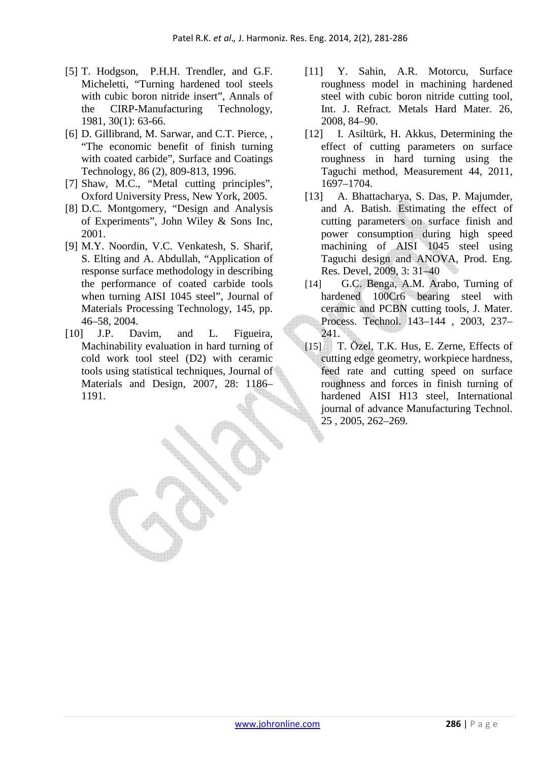[5] T. Hodgson, P.H.H. Trendler, and G.F. Micheletti, "Turning hardened tool steels with cubic boron nitride insert", Annals of the CIRP-Manufacturing Technology, 1981, 30(1): 63-66.

[6] D. Gillibrand, M. Sarwar, and C.T. Pierce, , "The economic benefit of finish turning with coated carbide", Surface and Coatings Technology, 86 (2), 809-813, 1996.

[7] Shaw, M.C., "Metal cutting principles", Oxford University Press, New York, 2005.

[8] D.C. Montgomery, "Design and Analysis of Experiments", John Wiley & Sons Inc, 2001.

[9] M.Y. Noordin, V.C. Venkatesh, S. Sharif, S. Elting and A. Abdullah, "Application of response surface methodology in describing the performance of coated carbide tools when turning AISI 1045 steel", Journal of Materials Processing Technology, 145, pp. 46–58, 2004.

[10] J.P. Davim, and L. Figueira, Machinability evaluation in hard turning of cold work tool steel (D2) with ceramic tools using statistical techniques, Journal of Materials and Design, 2007, 28: 1186–1191.

[11] Y. Sahin, A.R. Motorcu, Surface roughness model in machining hardened steel with cubic boron nitride cutting tool, Int. J. Refract. Metals Hard Mater. 26, 2008, 84–90.

[12] I. Asiltürk, H. Akkus, Determining the effect of cutting parameters on surface roughness in hard turning using the Taguchi method, Measurement 44, 2011, 1697–1704.

[13] A. Bhattacharya, S. Das, P. Majumder, and A. Batish. Estimating the effect of cutting parameters on surface finish and power consumption during high speed machining of AISI 1045 steel using Taguchi design and ANOVA, Prod. Eng. Res. Devel, 2009, 3: 31–40

[14] G.C. Benga, A.M. Arabo, Turning of hardened 100Cr6 bearing steel with ceramic and PCBN cutting tools, J. Mater. Process. Technol. 143–144 , 2003, 237–241.

[15] T. Özel, T.K. Hus, E. Zerne, Effects of cutting edge geometry, workpiece hardness, feed rate and cutting speed on surface roughness and forces in finish turning of hardened AISI H13 steel, International journal of advance Manufacturing Technol. 25 , 2005, 262–269.